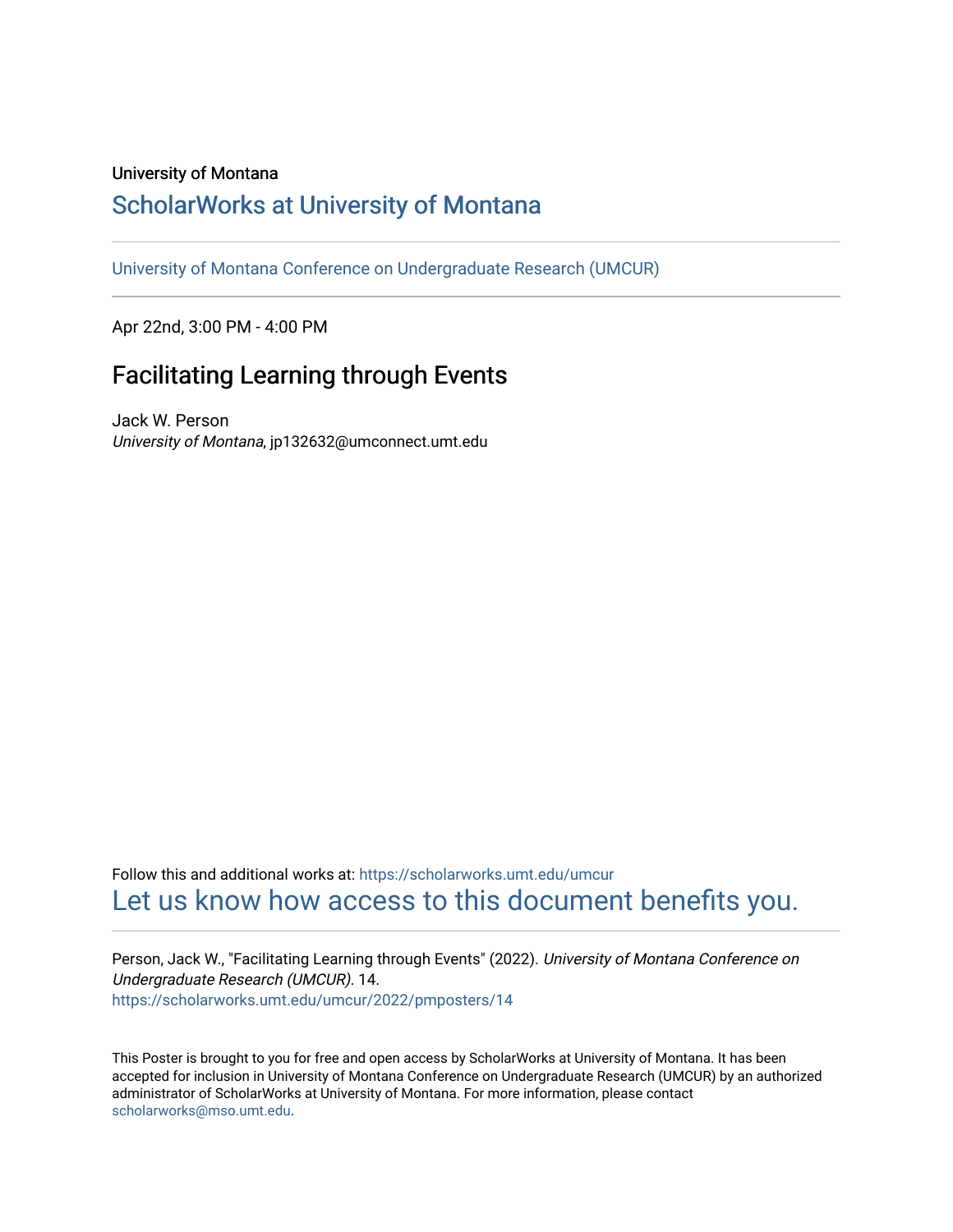University of Montana

# ScholarWorks at University of Montana

University of Montana Conference on Undergraduate Research (UMCUR)

Apr 22nd, 3:00 PM - 4:00 PM

## Facilitating Learning through Events

Jack W. Person
*University of Montana*, jp132632@umconnect.umt.edu

Follow this and additional works at: https://scholarworks.umt.edu/umcur

Let us know how access to this document benefits you.

Person, Jack W., "Facilitating Learning through Events" (2022). *University of Montana Conference on Undergraduate Research (UMCUR)*. 14.
https://scholarworks.umt.edu/umcur/2022/pmposters/14

This Poster is brought to you for free and open access by ScholarWorks at University of Montana. It has been accepted for inclusion in University of Montana Conference on Undergraduate Research (UMCUR) by an authorized administrator of ScholarWorks at University of Montana. For more information, please contact scholarworks@mso.umt.edu.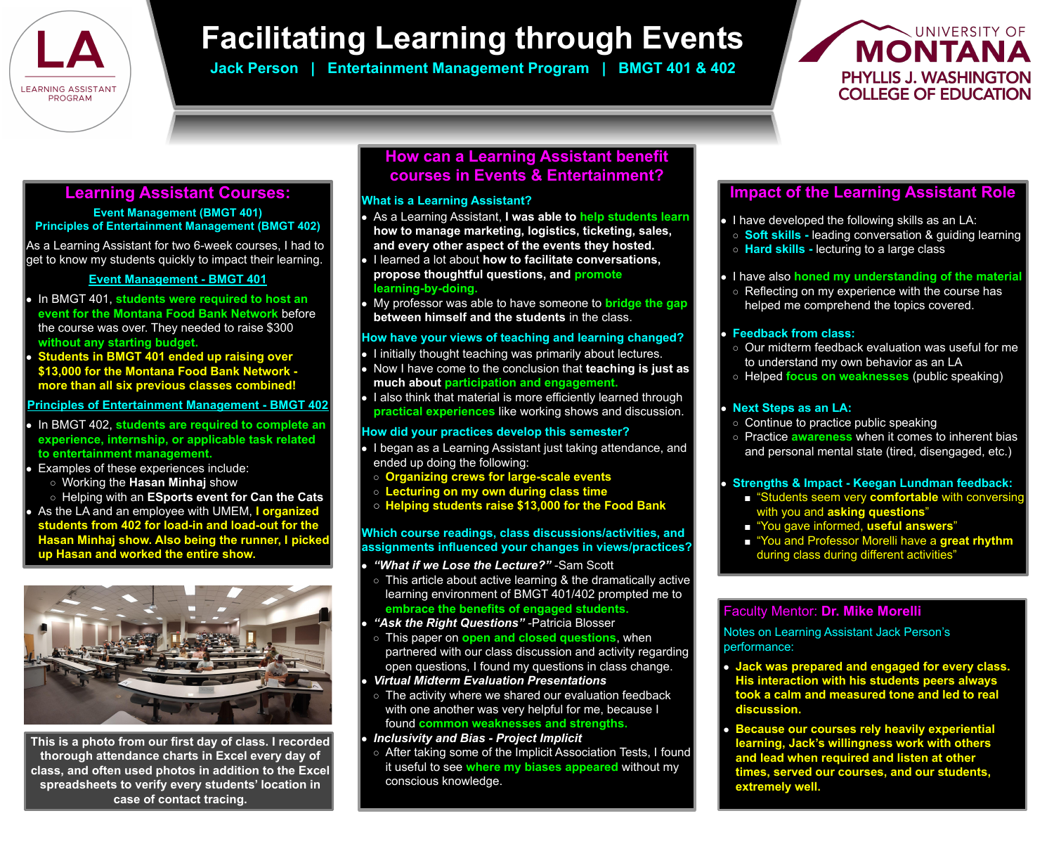# Facilitating Learning through Events

**Jack Person | Entertainment Management Program | BMGT 401 & 402**

LA LEARNING ASSISTANT PROGRAM

UNIVERSITY OF MONTANA PHYLLIS J. WASHINGTON COLLEGE OF EDUCATION

## Learning Assistant Courses:

**Event Management (BMGT 401)**
**Principles of Entertainment Management (BMGT 402)**

As a Learning Assistant for two 6-week courses, I had to get to know my students quickly to impact their learning.

### Event Management - BMGT 401

- In BMGT 401, **students were required to host an event for the Montana Food Bank Network** before the course was over. They needed to raise $300 **without any starting budget.**
- **Students in BMGT 401 ended up raising over $13,000 for the Montana Food Bank Network - more than all six previous classes combined!**

### Principles of Entertainment Management - BMGT 402

- In BMGT 402, **students are required to complete an experience, internship, or applicable task related to entertainment management.**
- Examples of these experiences include:
  - Working the **Hasan Minhaj** show
  - Helping with an **ESports event for Can the Cats**
- As the LA and an employee with UMEM, **I organized students from 402 for load-in and load-out for the Hasan Minhaj show. Also being the runner, I picked up Hasan and worked the entire show.**

**This is a photo from our first day of class. I recorded thorough attendance charts in Excel every day of class, and often used photos in addition to the Excel spreadsheets to verify every students' location in case of contact tracing.**

## How can a Learning Assistant benefit courses in Events & Entertainment?

### What is a Learning Assistant?

- As a Learning Assistant, **I was able to help students learn how to manage marketing, logistics, ticketing, sales, and every other aspect of the events they hosted.**
- I learned a lot about **how to facilitate conversations, propose thoughtful questions, and promote learning-by-doing.**
- My professor was able to have someone to **bridge the gap between himself and the students** in the class.

### How have your views of teaching and learning changed?

- I initially thought teaching was primarily about lectures.
- Now I have come to the conclusion that **teaching is just as much about participation and engagement.**
- I also think that material is more efficiently learned through **practical experiences** like working shows and discussion.

### How did your practices develop this semester?

- I began as a Learning Assistant just taking attendance, and ended up doing the following:
  - **Organizing crews for large-scale events**
  - **Lecturing on my own during class time**
  - **Helping students raise $13,000 for the Food Bank**

### Which course readings, class discussions/activities, and assignments influenced your changes in views/practices?

- ***"What if we Lose the Lecture?"*** -Sam Scott
  - This article about active learning & the dramatically active learning environment of BMGT 401/402 prompted me to **embrace the benefits of engaged students.**
- ***"Ask the Right Questions"*** -Patricia Blosser
  - This paper on **open and closed questions**, when partnered with our class discussion and activity regarding open questions, I found my questions in class change.
- ***Virtual Midterm Evaluation Presentations***
  - The activity where we shared our evaluation feedback with one another was very helpful for me, because I found **common weaknesses and strengths.**
- ***Inclusivity and Bias - Project Implicit***
  - After taking some of the Implicit Association Tests, I found it useful to see **where my biases appeared** without my conscious knowledge.

## Impact of the Learning Assistant Role

- I have developed the following skills as an LA:
  - **Soft skills -** leading conversation & guiding learning
  - **Hard skills -** lecturing to a large class
- I have also **honed my understanding of the material**
  - Reflecting on my experience with the course has helped me comprehend the topics covered.
- **Feedback from class:**
  - Our midterm feedback evaluation was useful for me to understand my own behavior as an LA
  - Helped **focus on weaknesses** (public speaking)
- **Next Steps as an LA:**
  - Continue to practice public speaking
  - Practice **awareness** when it comes to inherent bias and personal mental state (tired, disengaged, etc.)
- **Strengths & Impact - Keegan Lundman feedback:**
  - "Students seem very **comfortable** with conversing with you and **asking questions**"
  - "You gave informed, **useful answers**"
  - "You and Professor Morelli have a **great rhythm** during class during different activities"

## Faculty Mentor: Dr. Mike Morelli

Notes on Learning Assistant Jack Person's performance:

- **Jack was prepared and engaged for every class. His interaction with his students peers always took a calm and measured tone and led to real discussion.**
- **Because our courses rely heavily experiential learning, Jack's willingness work with others and lead when required and listen at other times, served our courses, and our students, extremely well.**